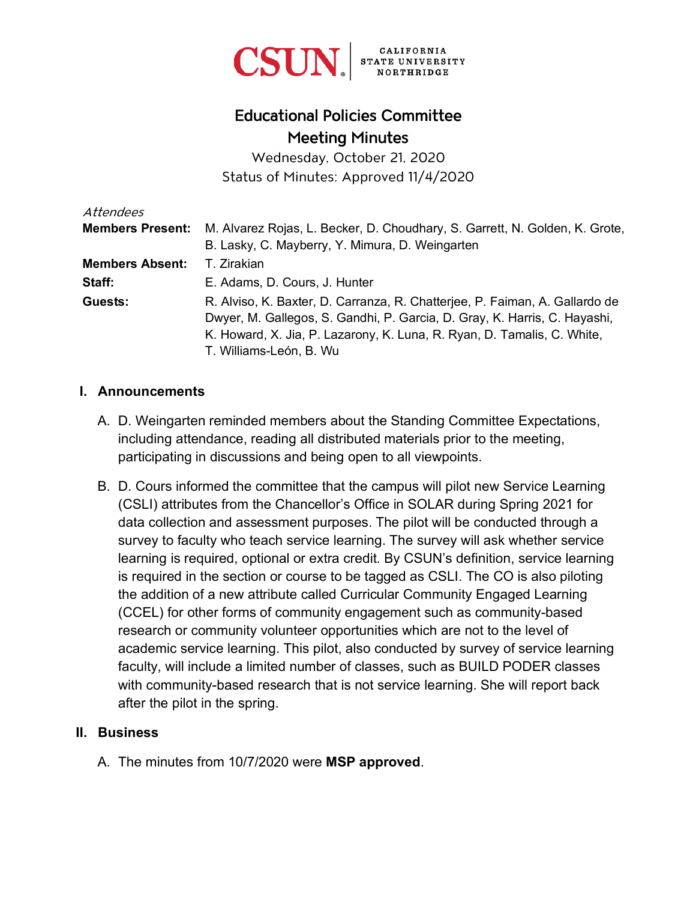CSUN | CALIFORNIA STATE UNIVERSITY NORTHRIDGE

# Educational Policies Committee
# Meeting Minutes

Wednesday, October 21, 2020

Status of Minutes: Approved 11/4/2020

*Attendees*

| | |
|---|---|
| **Members Present:** | M. Alvarez Rojas, L. Becker, D. Choudhary, S. Garrett, N. Golden, K. Grote, B. Lasky, C. Mayberry, Y. Mimura, D. Weingarten |
| **Members Absent:** | T. Zirakian |
| **Staff:** | E. Adams, D. Cours, J. Hunter |
| **Guests:** | R. Alviso, K. Baxter, D. Carranza, R. Chatterjee, P. Faiman, A. Gallardo de Dwyer, M. Gallegos, S. Gandhi, P. Garcia, D. Gray, K. Harris, C. Hayashi, K. Howard, X. Jia, P. Lazarony, K. Luna, R. Ryan, D. Tamalis, C. White, T. Williams-León, B. Wu |

## I. Announcements

A. D. Weingarten reminded members about the Standing Committee Expectations, including attendance, reading all distributed materials prior to the meeting, participating in discussions and being open to all viewpoints.

B. D. Cours informed the committee that the campus will pilot new Service Learning (CSLI) attributes from the Chancellor's Office in SOLAR during Spring 2021 for data collection and assessment purposes. The pilot will be conducted through a survey to faculty who teach service learning. The survey will ask whether service learning is required, optional or extra credit. By CSUN's definition, service learning is required in the section or course to be tagged as CSLI. The CO is also piloting the addition of a new attribute called Curricular Community Engaged Learning (CCEL) for other forms of community engagement such as community-based research or community volunteer opportunities which are not to the level of academic service learning. This pilot, also conducted by survey of service learning faculty, will include a limited number of classes, such as BUILD PODER classes with community-based research that is not service learning. She will report back after the pilot in the spring.

## II. Business

A. The minutes from 10/7/2020 were **MSP approved**.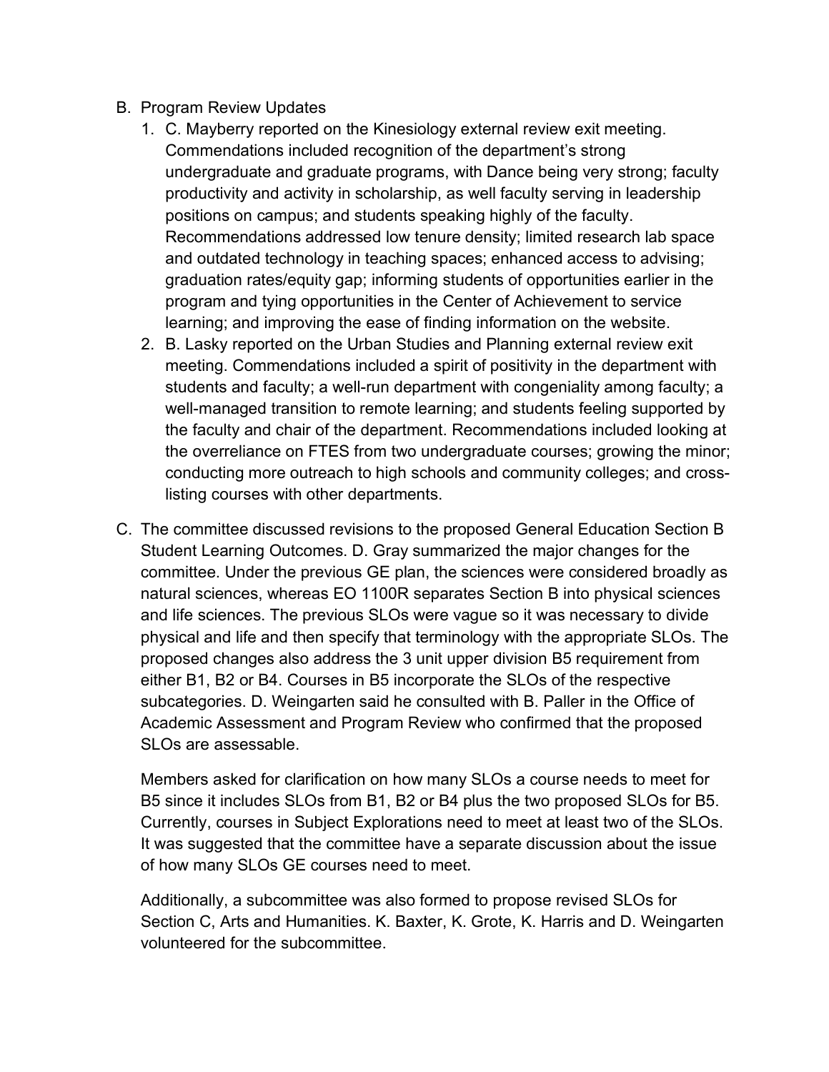B. Program Review Updates
   1. C. Mayberry reported on the Kinesiology external review exit meeting. Commendations included recognition of the department's strong undergraduate and graduate programs, with Dance being very strong; faculty productivity and activity in scholarship, as well faculty serving in leadership positions on campus; and students speaking highly of the faculty. Recommendations addressed low tenure density; limited research lab space and outdated technology in teaching spaces; enhanced access to advising; graduation rates/equity gap; informing students of opportunities earlier in the program and tying opportunities in the Center of Achievement to service learning; and improving the ease of finding information on the website.
   2. B. Lasky reported on the Urban Studies and Planning external review exit meeting. Commendations included a spirit of positivity in the department with students and faculty; a well-run department with congeniality among faculty; a well-managed transition to remote learning; and students feeling supported by the faculty and chair of the department. Recommendations included looking at the overreliance on FTES from two undergraduate courses; growing the minor; conducting more outreach to high schools and community colleges; and cross-listing courses with other departments.

C. The committee discussed revisions to the proposed General Education Section B Student Learning Outcomes. D. Gray summarized the major changes for the committee. Under the previous GE plan, the sciences were considered broadly as natural sciences, whereas EO 1100R separates Section B into physical sciences and life sciences. The previous SLOs were vague so it was necessary to divide physical and life and then specify that terminology with the appropriate SLOs. The proposed changes also address the 3 unit upper division B5 requirement from either B1, B2 or B4. Courses in B5 incorporate the SLOs of the respective subcategories. D. Weingarten said he consulted with B. Paller in the Office of Academic Assessment and Program Review who confirmed that the proposed SLOs are assessable.

   Members asked for clarification on how many SLOs a course needs to meet for B5 since it includes SLOs from B1, B2 or B4 plus the two proposed SLOs for B5. Currently, courses in Subject Explorations need to meet at least two of the SLOs. It was suggested that the committee have a separate discussion about the issue of how many SLOs GE courses need to meet.

   Additionally, a subcommittee was also formed to propose revised SLOs for Section C, Arts and Humanities. K. Baxter, K. Grote, K. Harris and D. Weingarten volunteered for the subcommittee.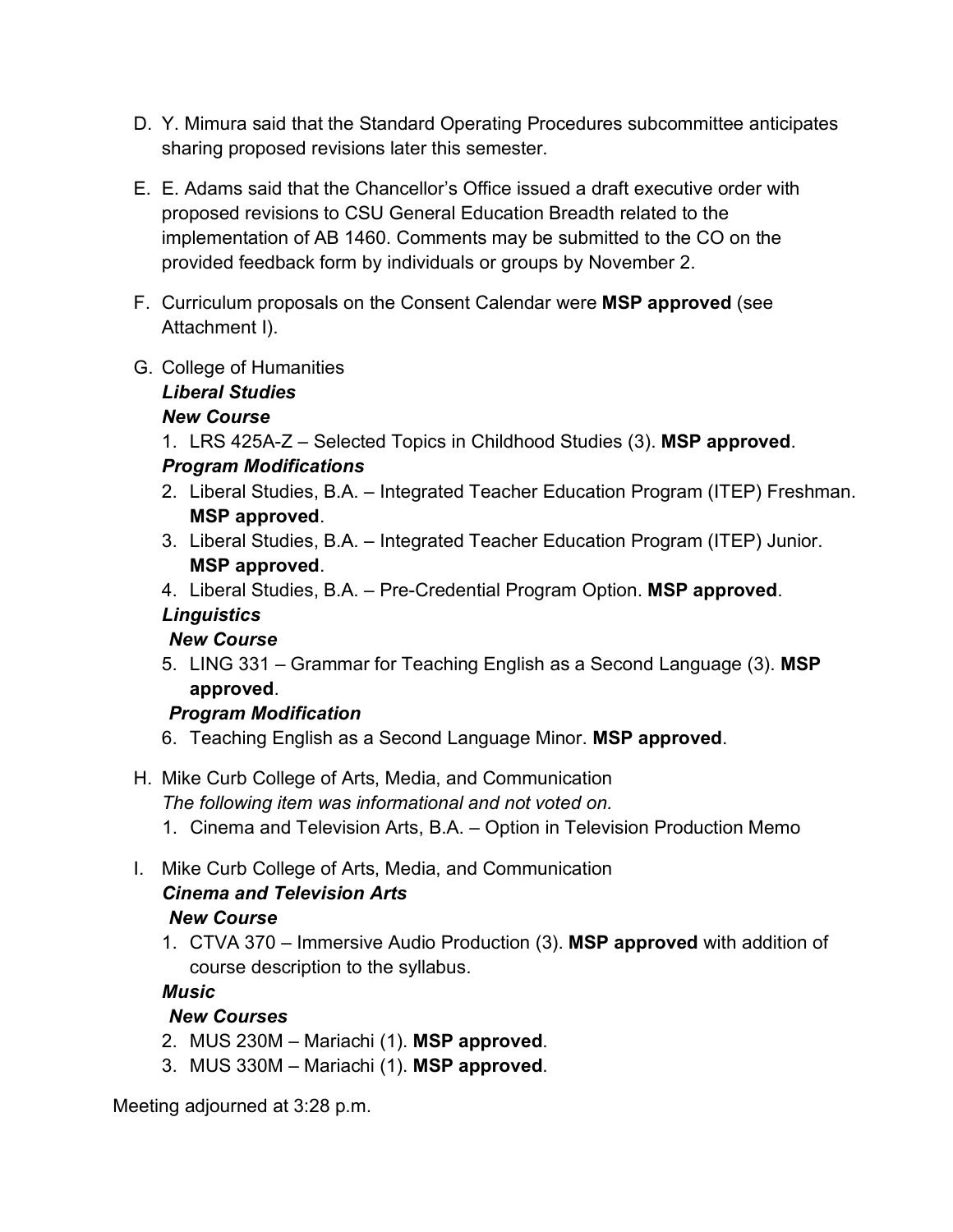D. Y. Mimura said that the Standard Operating Procedures subcommittee anticipates sharing proposed revisions later this semester.

E. E. Adams said that the Chancellor's Office issued a draft executive order with proposed revisions to CSU General Education Breadth related to the implementation of AB 1460. Comments may be submitted to the CO on the provided feedback form by individuals or groups by November 2.

F. Curriculum proposals on the Consent Calendar were **MSP approved** (see Attachment I).

G. College of Humanities

   ***Liberal Studies***

   ***New Course***

   1. LRS 425A-Z – Selected Topics in Childhood Studies (3). **MSP approved**.

   ***Program Modifications***

   2. Liberal Studies, B.A. – Integrated Teacher Education Program (ITEP) Freshman. **MSP approved**.
   3. Liberal Studies, B.A. – Integrated Teacher Education Program (ITEP) Junior. **MSP approved**.
   4. Liberal Studies, B.A. – Pre-Credential Program Option. **MSP approved**.

   ***Linguistics***

   ***New Course***

   5. LING 331 – Grammar for Teaching English as a Second Language (3). **MSP approved**.

   ***Program Modification***

   6. Teaching English as a Second Language Minor. **MSP approved**.

H. Mike Curb College of Arts, Media, and Communication

   *The following item was informational and not voted on.*

   1. Cinema and Television Arts, B.A. – Option in Television Production Memo

I. Mike Curb College of Arts, Media, and Communication

   ***Cinema and Television Arts***

   ***New Course***

   1. CTVA 370 – Immersive Audio Production (3). **MSP approved** with addition of course description to the syllabus.

   ***Music***

   ***New Courses***

   2. MUS 230M – Mariachi (1). **MSP approved**.
   3. MUS 330M – Mariachi (1). **MSP approved**.

Meeting adjourned at 3:28 p.m.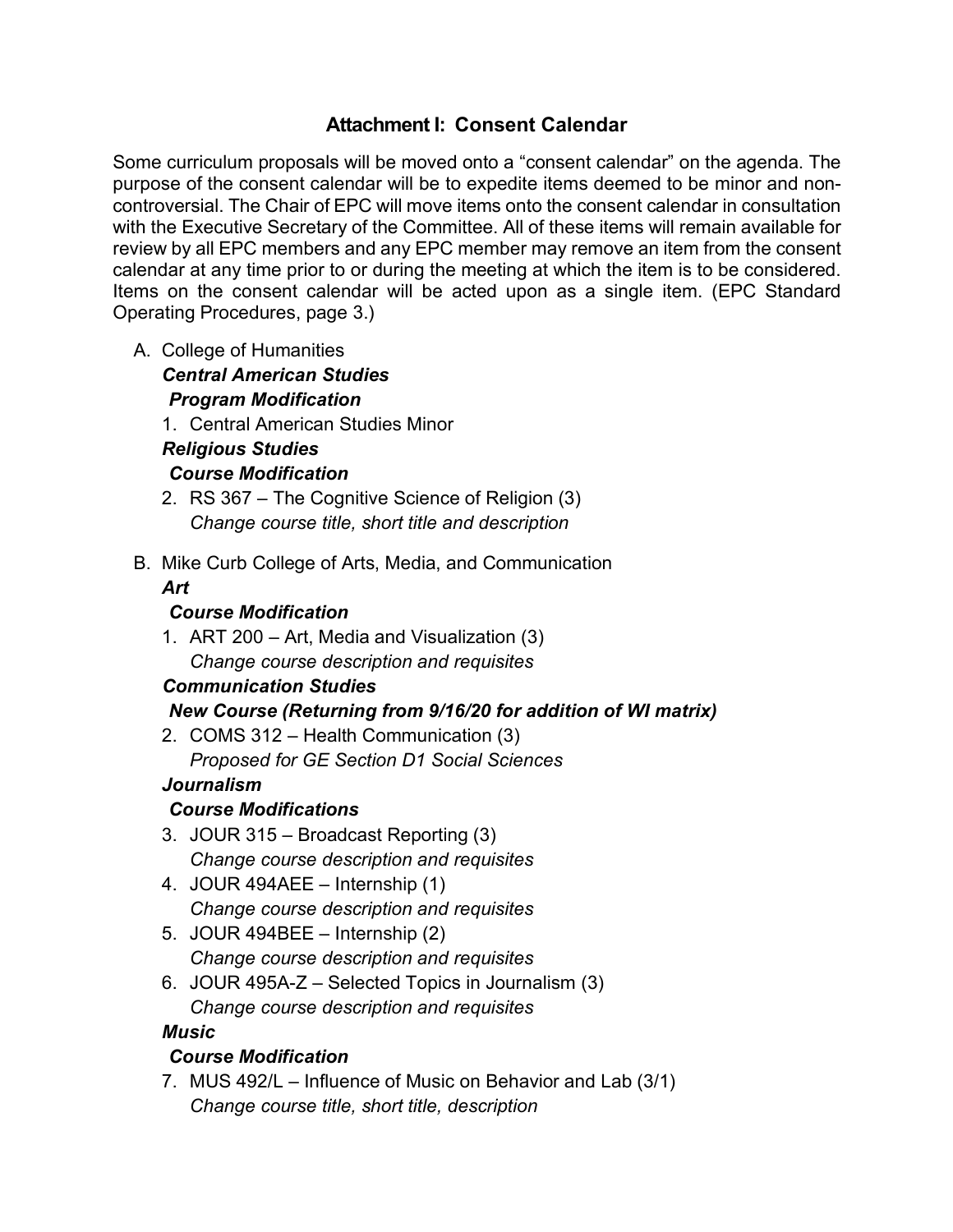## Attachment I: Consent Calendar

Some curriculum proposals will be moved onto a "consent calendar" on the agenda. The purpose of the consent calendar will be to expedite items deemed to be minor and non-controversial. The Chair of EPC will move items onto the consent calendar in consultation with the Executive Secretary of the Committee. All of these items will remain available for review by all EPC members and any EPC member may remove an item from the consent calendar at any time prior to or during the meeting at which the item is to be considered. Items on the consent calendar will be acted upon as a single item. (EPC Standard Operating Procedures, page 3.)

A. College of Humanities

***Central American Studies***

***Program Modification***

1. Central American Studies Minor

***Religious Studies***

***Course Modification***

2. RS 367 – The Cognitive Science of Religion (3)
   *Change course title, short title and description*

B. Mike Curb College of Arts, Media, and Communication

***Art***

***Course Modification***

1. ART 200 – Art, Media and Visualization (3)
   *Change course description and requisites*

***Communication Studies***

***New Course (Returning from 9/16/20 for addition of WI matrix)***

2. COMS 312 – Health Communication (3)
   *Proposed for GE Section D1 Social Sciences*

***Journalism***

***Course Modifications***

3. JOUR 315 – Broadcast Reporting (3)
   *Change course description and requisites*
4. JOUR 494AEE – Internship (1)
   *Change course description and requisites*
5. JOUR 494BEE – Internship (2)
   *Change course description and requisites*
6. JOUR 495A-Z – Selected Topics in Journalism (3)
   *Change course description and requisites*

***Music***

***Course Modification***

7. MUS 492/L – Influence of Music on Behavior and Lab (3/1)
   *Change course title, short title, description*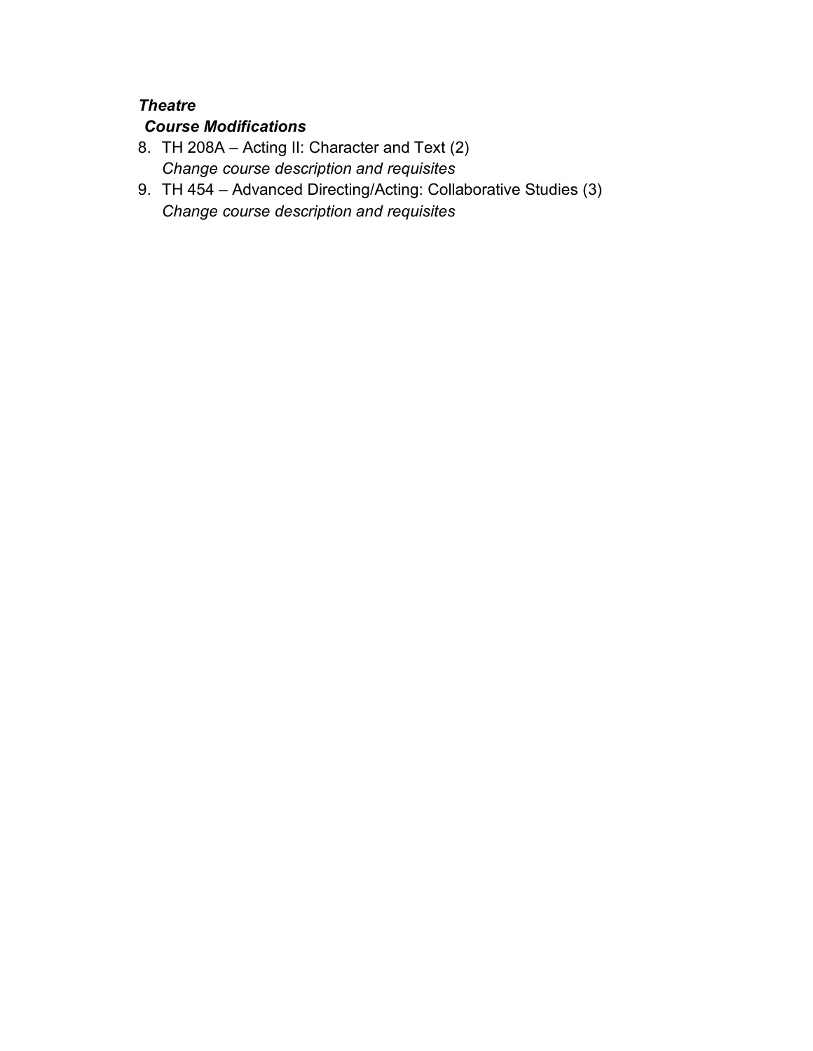***Theatre***

***Course Modifications***

8. TH 208A – Acting II: Character and Text (2)
   *Change course description and requisites*
9. TH 454 – Advanced Directing/Acting: Collaborative Studies (3)
   *Change course description and requisites*